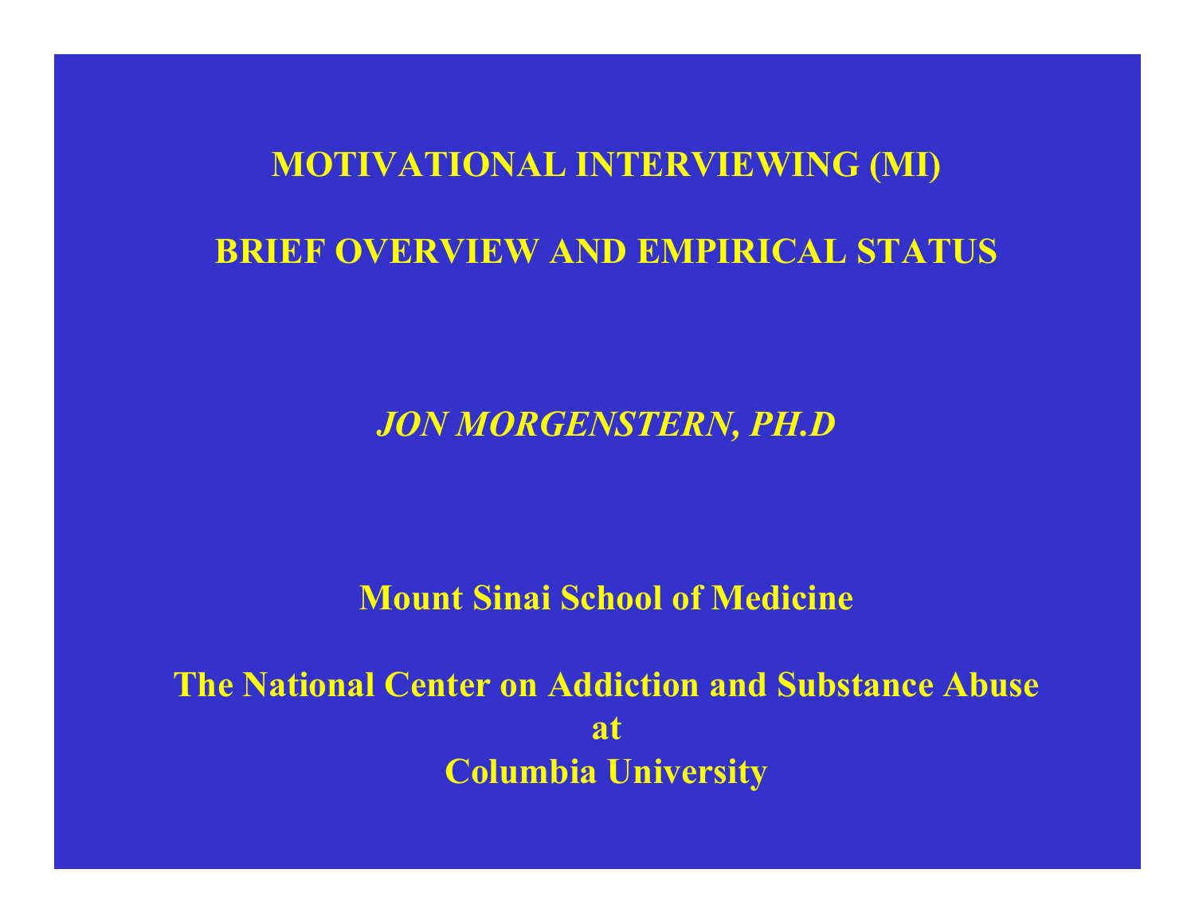# MOTIVATIONAL INTERVIEWING (MI)

## BRIEF OVERVIEW AND EMPIRICAL STATUS

***JON MORGENSTERN, PH.D***

**Mount Sinai School of Medicine**

**The National Center on Addiction and Substance Abuse**
**at**
**Columbia University**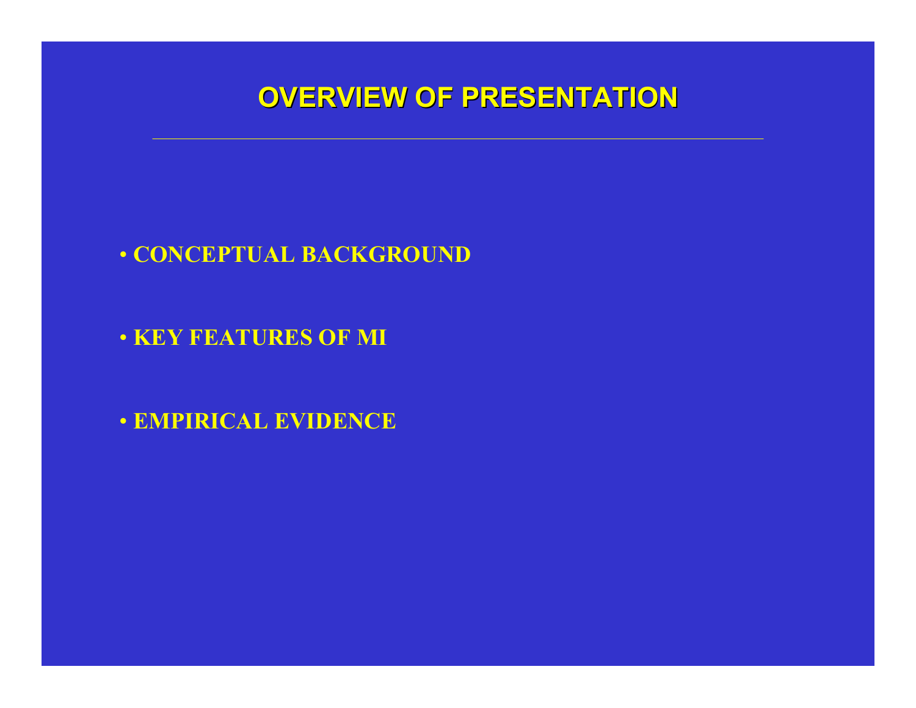# OVERVIEW OF PRESENTATION

- **CONCEPTUAL BACKGROUND**
- **KEY FEATURES OF MI**
- **EMPIRICAL EVIDENCE**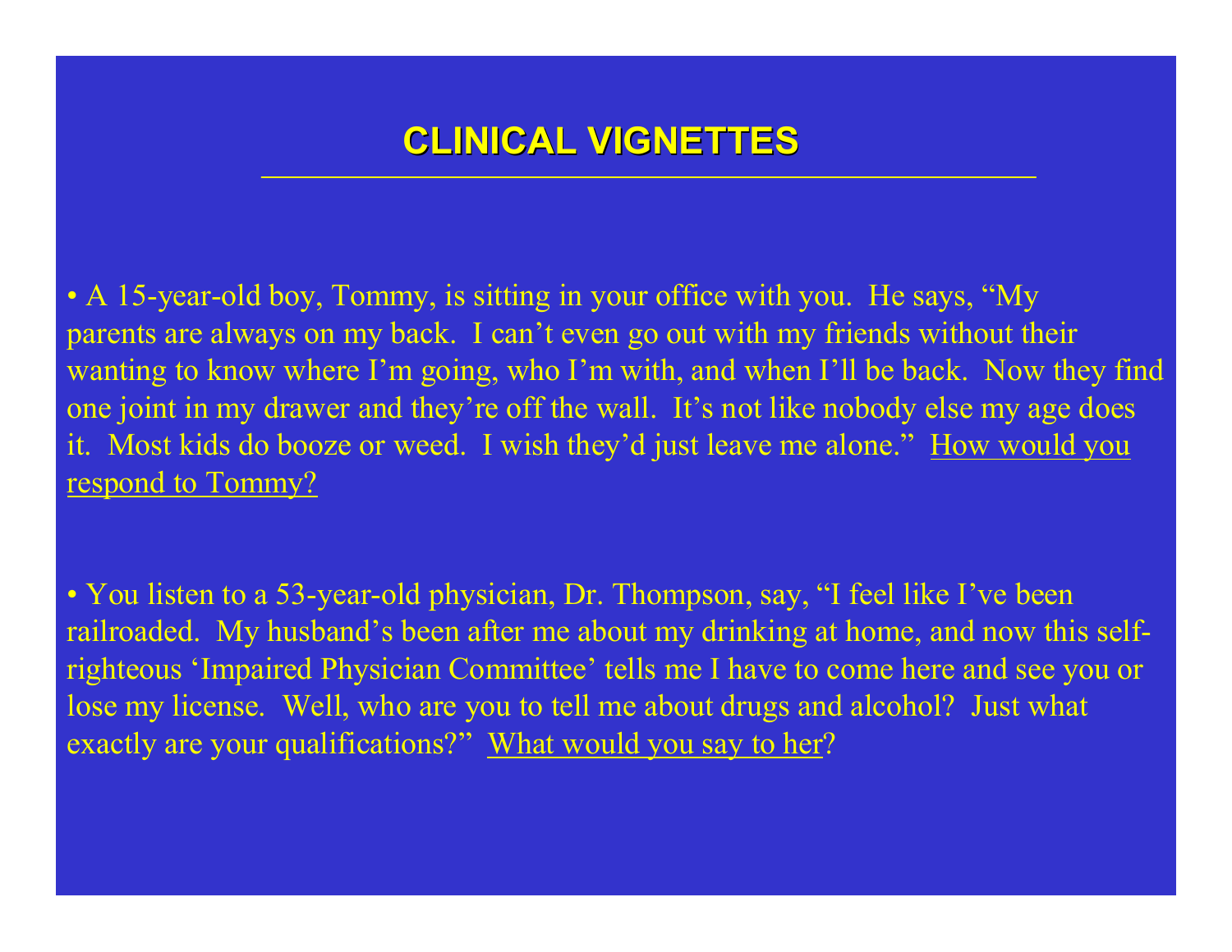# CLINICAL VIGNETTES

- A 15-year-old boy, Tommy, is sitting in your office with you. He says, "My parents are always on my back. I can't even go out with my friends without their wanting to know where I'm going, who I'm with, and when I'll be back. Now they find one joint in my drawer and they're off the wall. It's not like nobody else my age does it. Most kids do booze or weed. I wish they'd just leave me alone." <u>How would you respond to Tommy?</u>

- You listen to a 53-year-old physician, Dr. Thompson, say, "I feel like I've been railroaded. My husband's been after me about my drinking at home, and now this self-righteous 'Impaired Physician Committee' tells me I have to come here and see you or lose my license. Well, who are you to tell me about drugs and alcohol? Just what exactly are your qualifications?" <u>What would you say to her</u>?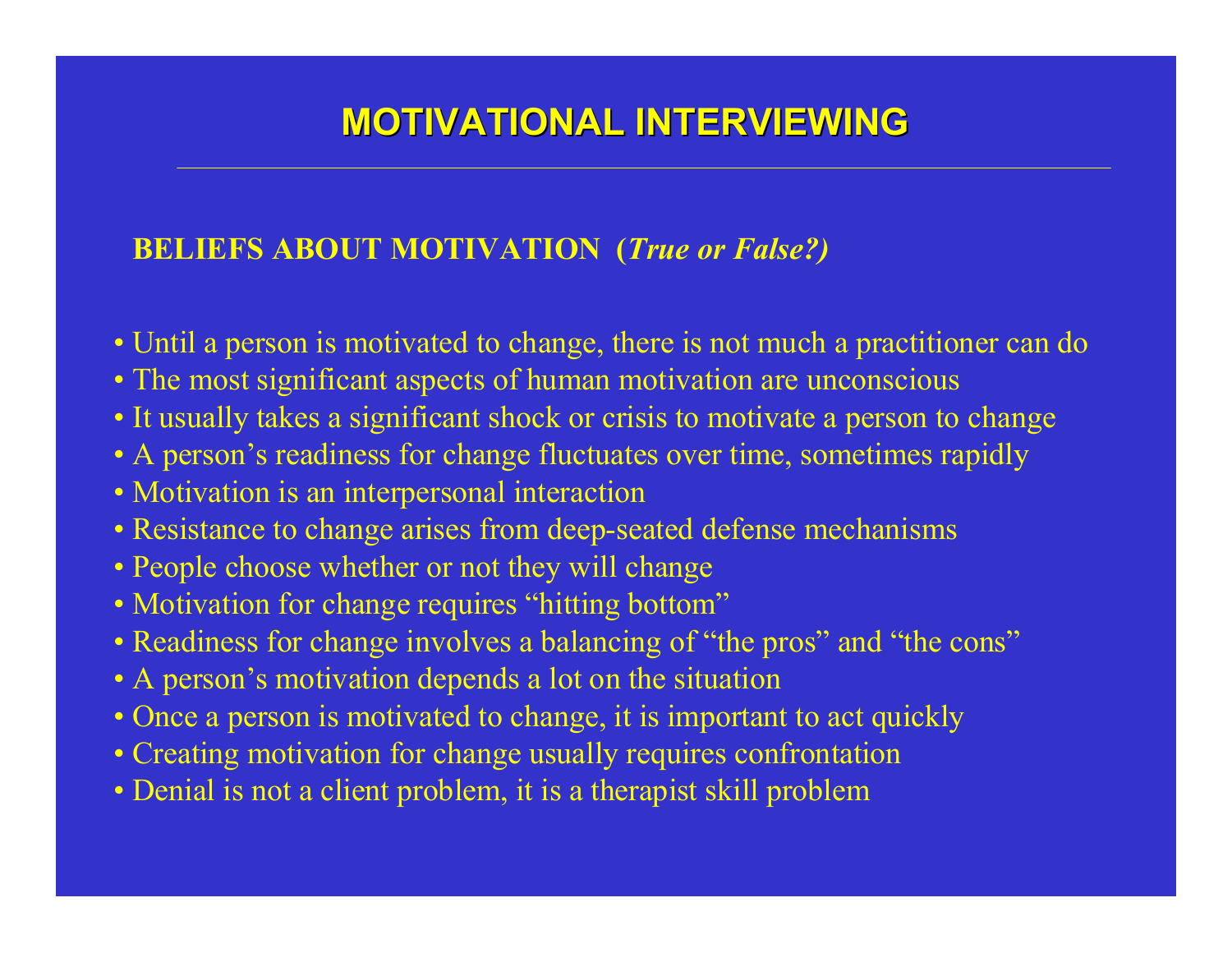# MOTIVATIONAL INTERVIEWING

## BELIEFS ABOUT MOTIVATION (*True or False?)*

- Until a person is motivated to change, there is not much a practitioner can do
- The most significant aspects of human motivation are unconscious
- It usually takes a significant shock or crisis to motivate a person to change
- A person's readiness for change fluctuates over time, sometimes rapidly
- Motivation is an interpersonal interaction
- Resistance to change arises from deep-seated defense mechanisms
- People choose whether or not they will change
- Motivation for change requires "hitting bottom"
- Readiness for change involves a balancing of "the pros" and "the cons"
- A person's motivation depends a lot on the situation
- Once a person is motivated to change, it is important to act quickly
- Creating motivation for change usually requires confrontation
- Denial is not a client problem, it is a therapist skill problem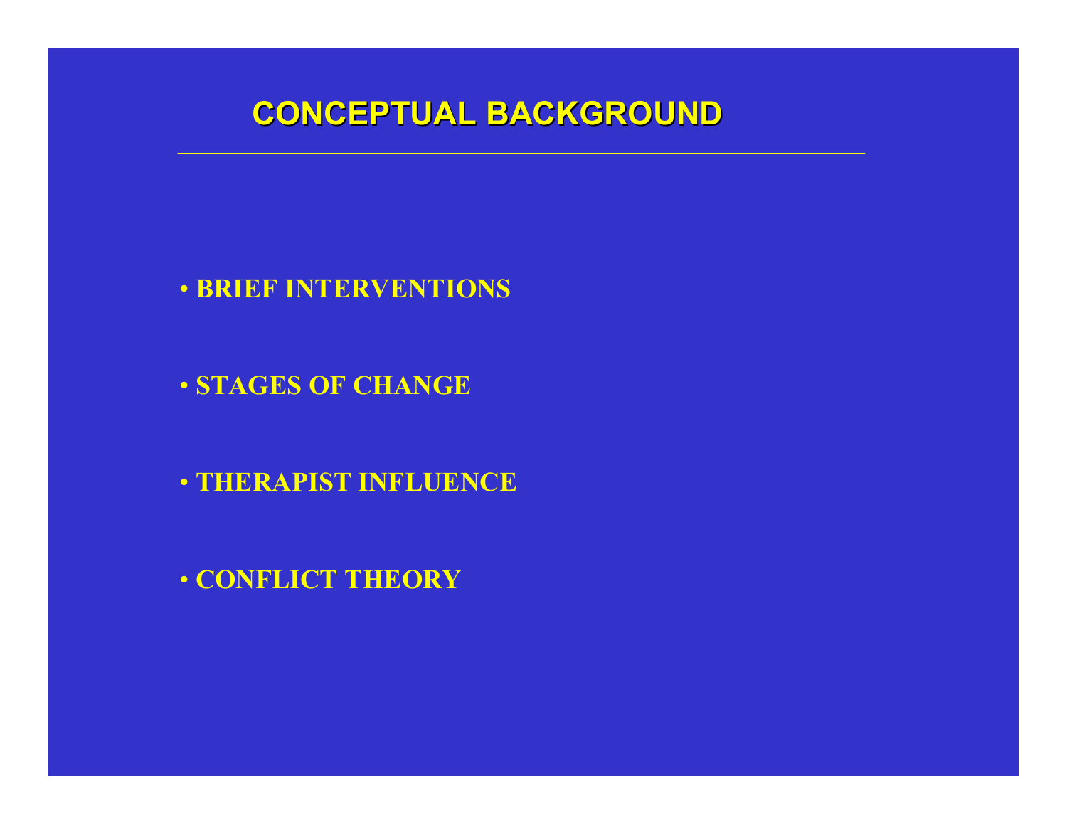# CONCEPTUAL BACKGROUND

- **BRIEF INTERVENTIONS**
- **STAGES OF CHANGE**
- **THERAPIST INFLUENCE**
- **CONFLICT THEORY**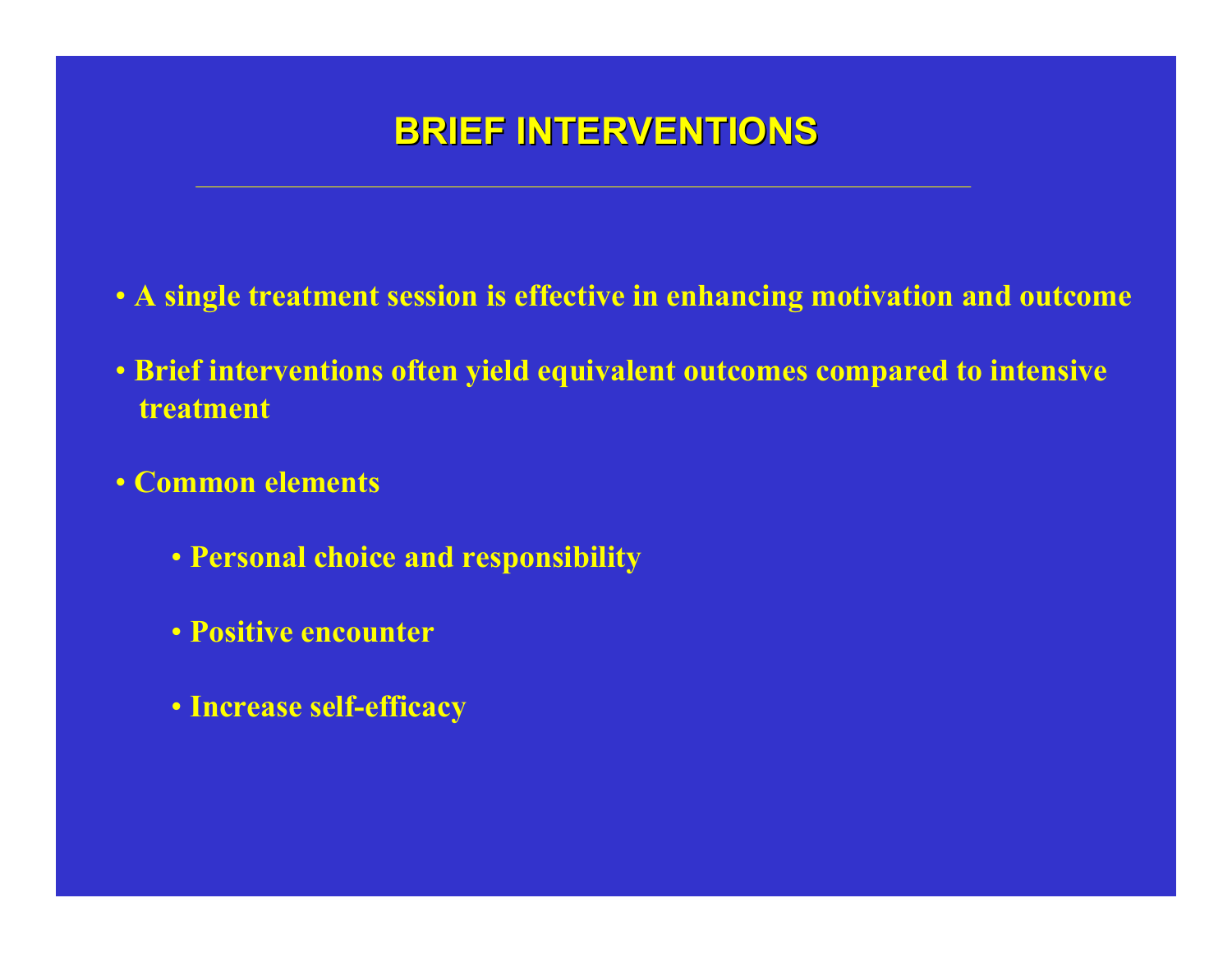# BRIEF INTERVENTIONS

- A single treatment session is effective in enhancing motivation and outcome
- Brief interventions often yield equivalent outcomes compared to intensive treatment
- Common elements
  - Personal choice and responsibility
  - Positive encounter
  - Increase self-efficacy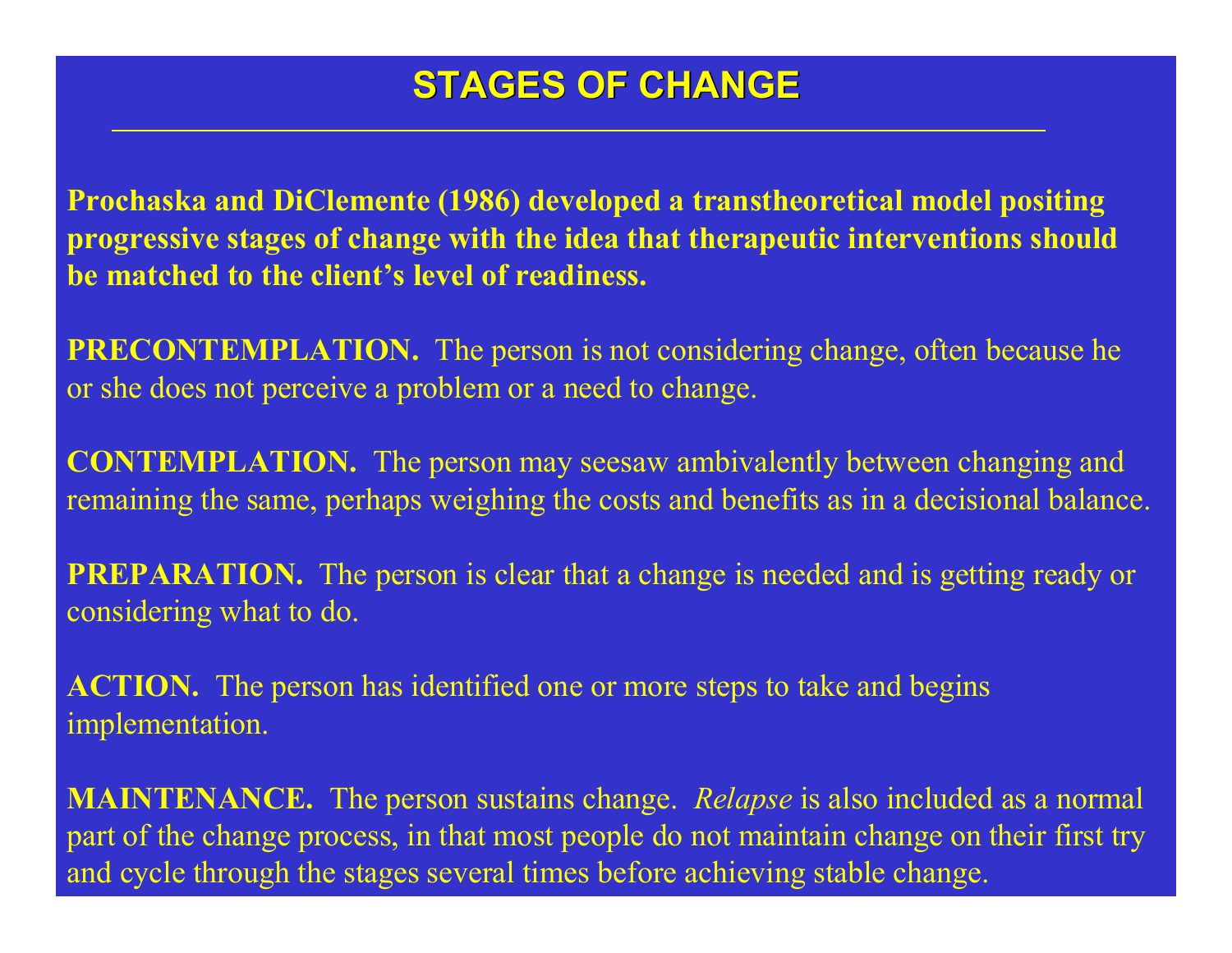# STAGES OF CHANGE

**Prochaska and DiClemente (1986) developed a transtheoretical model positing progressive stages of change with the idea that therapeutic interventions should be matched to the client's level of readiness.**

**PRECONTEMPLATION.** The person is not considering change, often because he or she does not perceive a problem or a need to change.

**CONTEMPLATION.** The person may seesaw ambivalently between changing and remaining the same, perhaps weighing the costs and benefits as in a decisional balance.

**PREPARATION.** The person is clear that a change is needed and is getting ready or considering what to do.

**ACTION.** The person has identified one or more steps to take and begins implementation.

**MAINTENANCE.** The person sustains change. *Relapse* is also included as a normal part of the change process, in that most people do not maintain change on their first try and cycle through the stages several times before achieving stable change.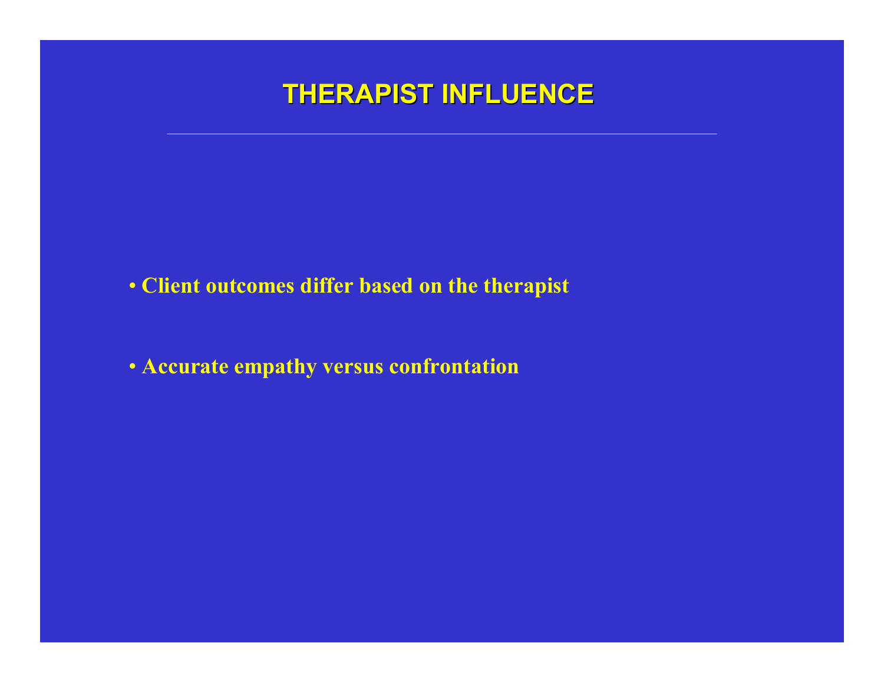# THERAPIST INFLUENCE

- **Client outcomes differ based on the therapist**
- **Accurate empathy versus confrontation**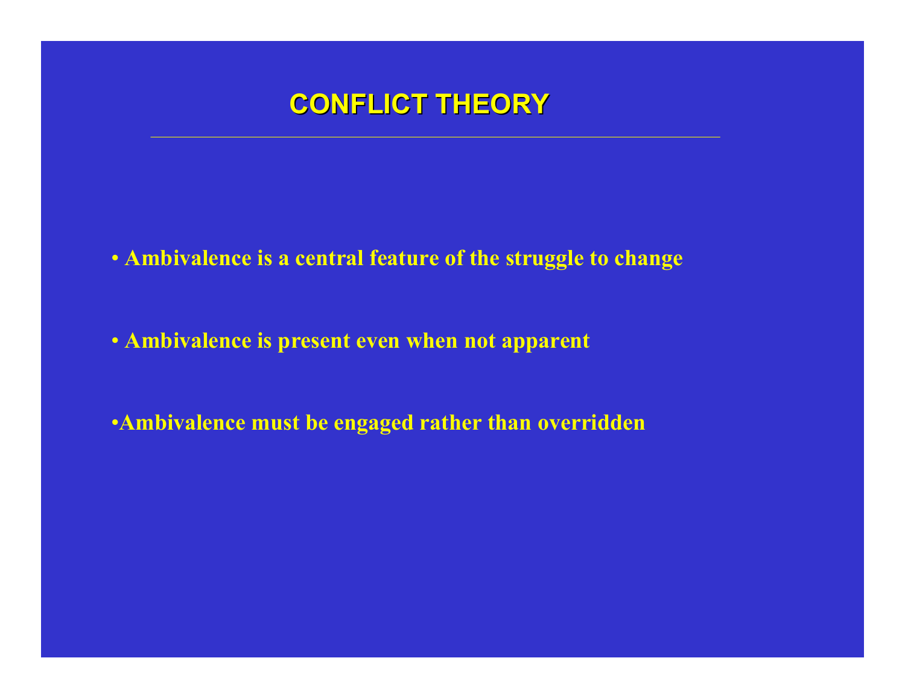# CONFLICT THEORY

- Ambivalence is a central feature of the struggle to change
- Ambivalence is present even when not apparent
- Ambivalence must be engaged rather than overridden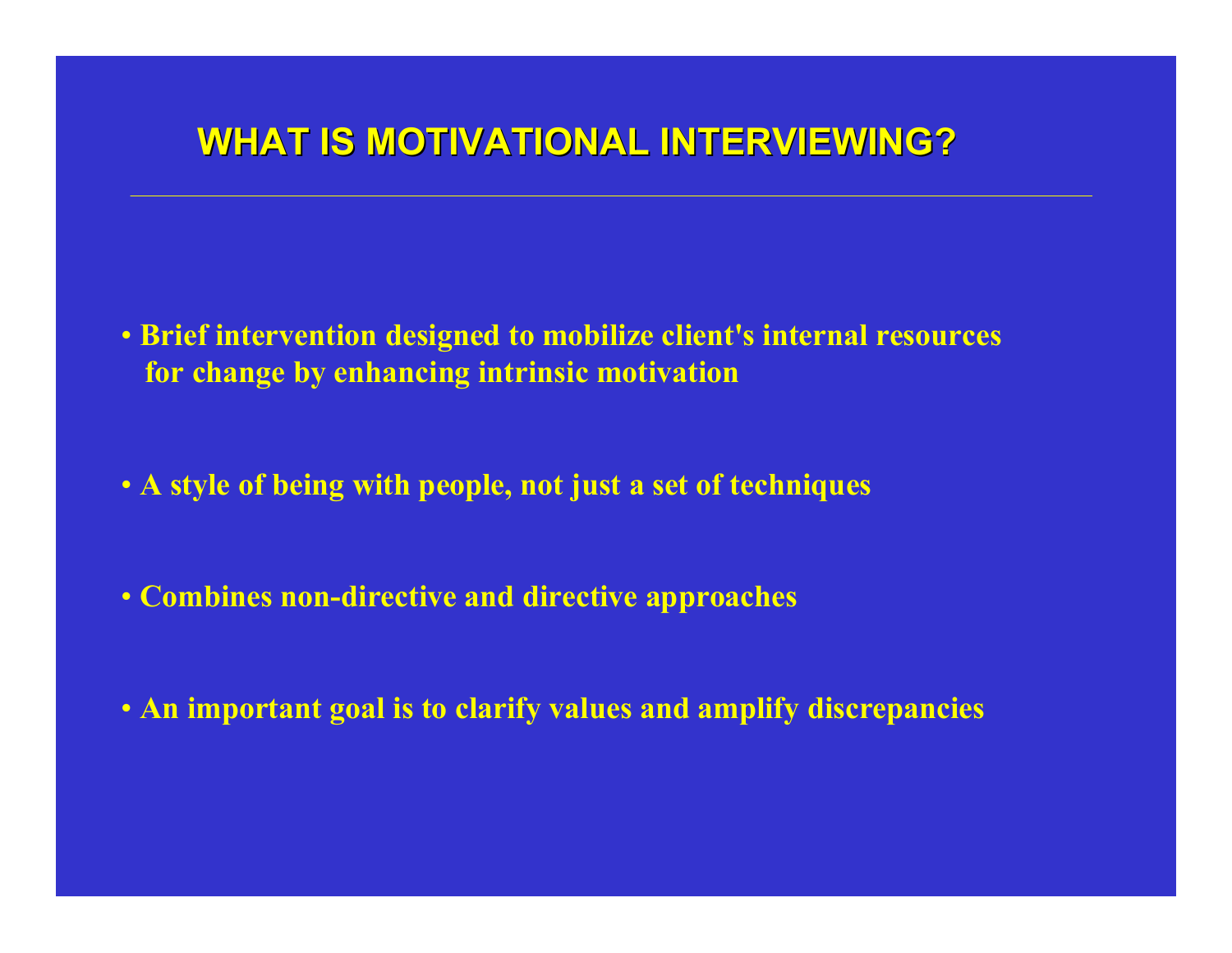# WHAT IS MOTIVATIONAL INTERVIEWING?

- **Brief intervention designed to mobilize client's internal resources for change by enhancing intrinsic motivation**
- **A style of being with people, not just a set of techniques**
- **Combines non-directive and directive approaches**
- **An important goal is to clarify values and amplify discrepancies**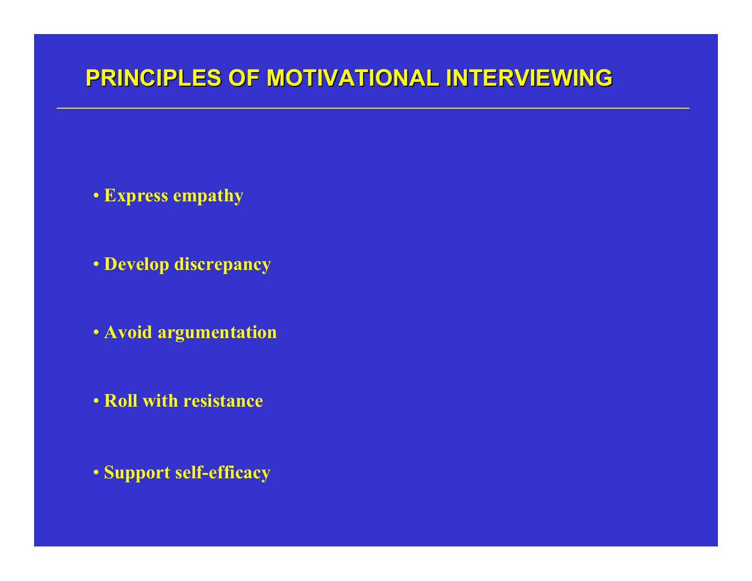# PRINCIPLES OF MOTIVATIONAL INTERVIEWING

- **Express empathy**
- **Develop discrepancy**
- **Avoid argumentation**
- **Roll with resistance**
- **Support self-efficacy**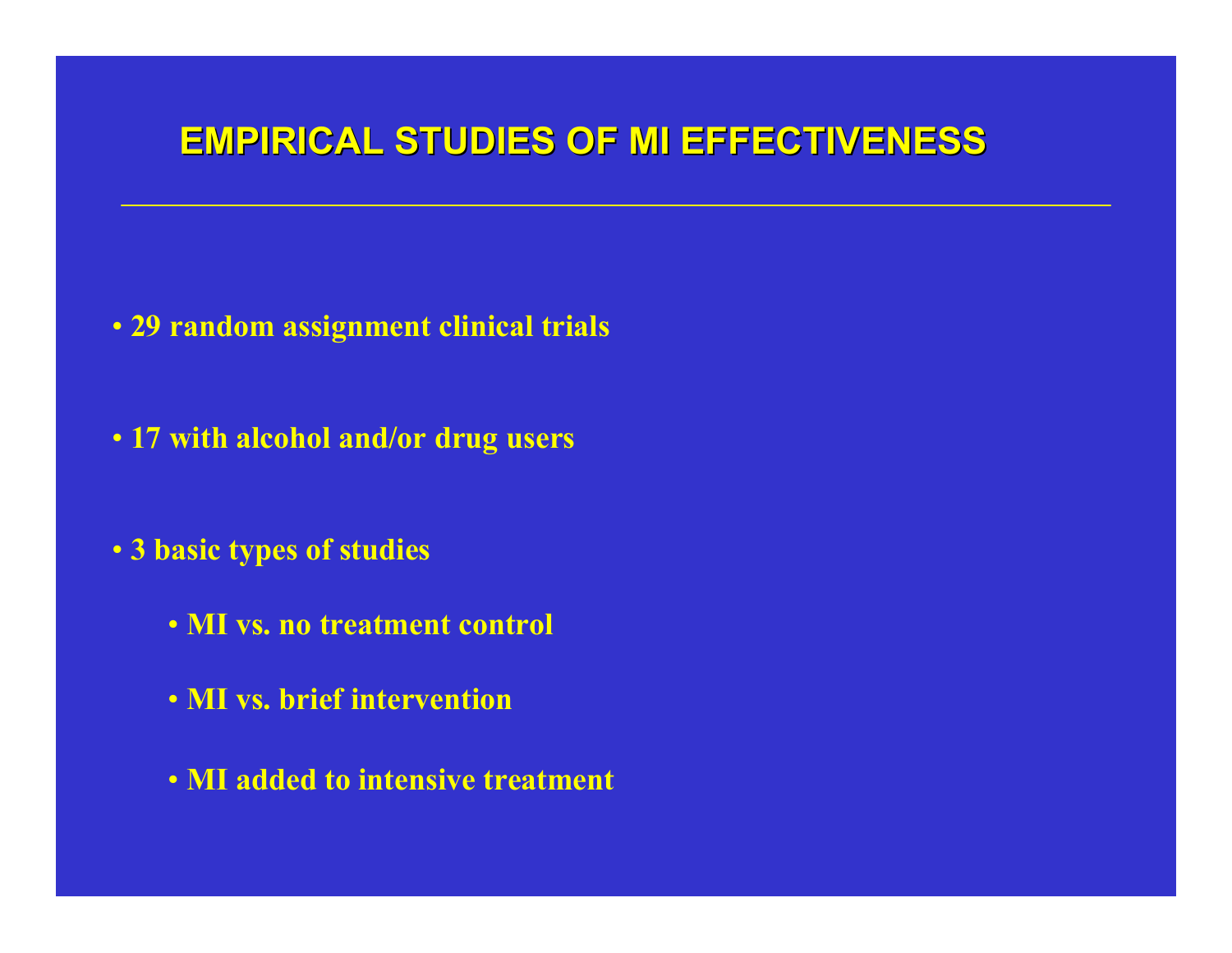# EMPIRICAL STUDIES OF MI EFFECTIVENESS

- **29 random assignment clinical trials**
- **17 with alcohol and/or drug users**
- **3 basic types of studies**
  - **MI vs. no treatment control**
  - **MI vs. brief intervention**
  - **MI added to intensive treatment**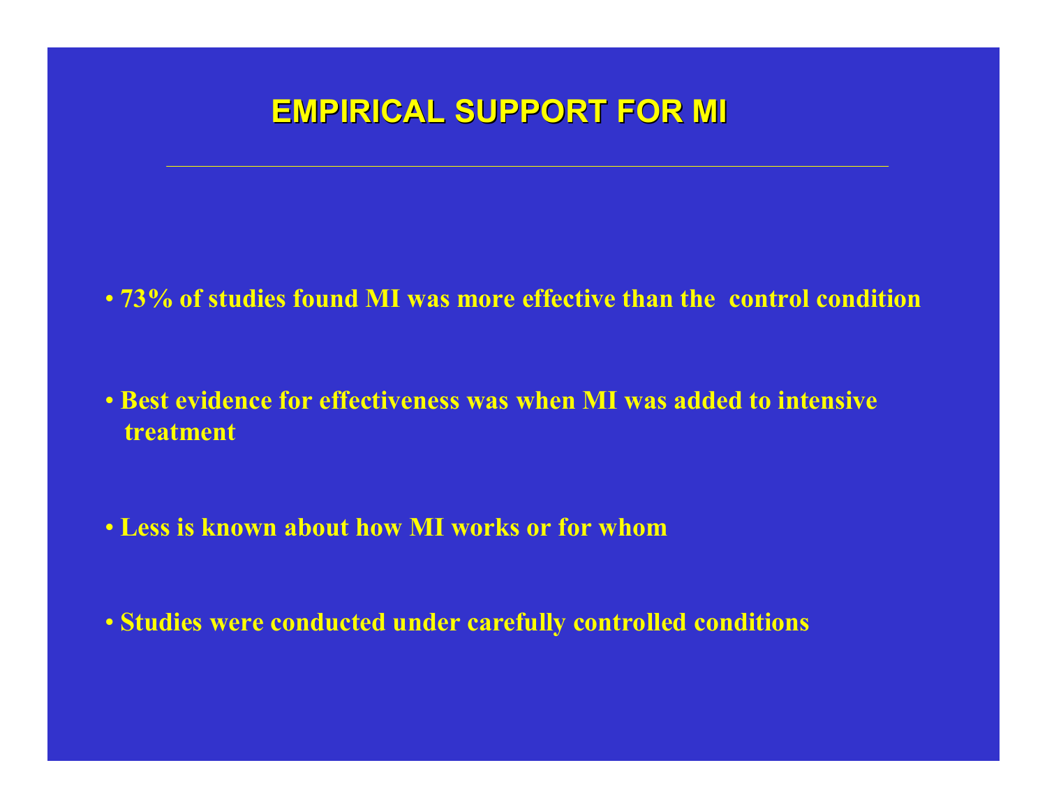# EMPIRICAL SUPPORT FOR MI

- 73% of studies found MI was more effective than the control condition
- Best evidence for effectiveness was when MI was added to intensive treatment
- Less is known about how MI works or for whom
- Studies were conducted under carefully controlled conditions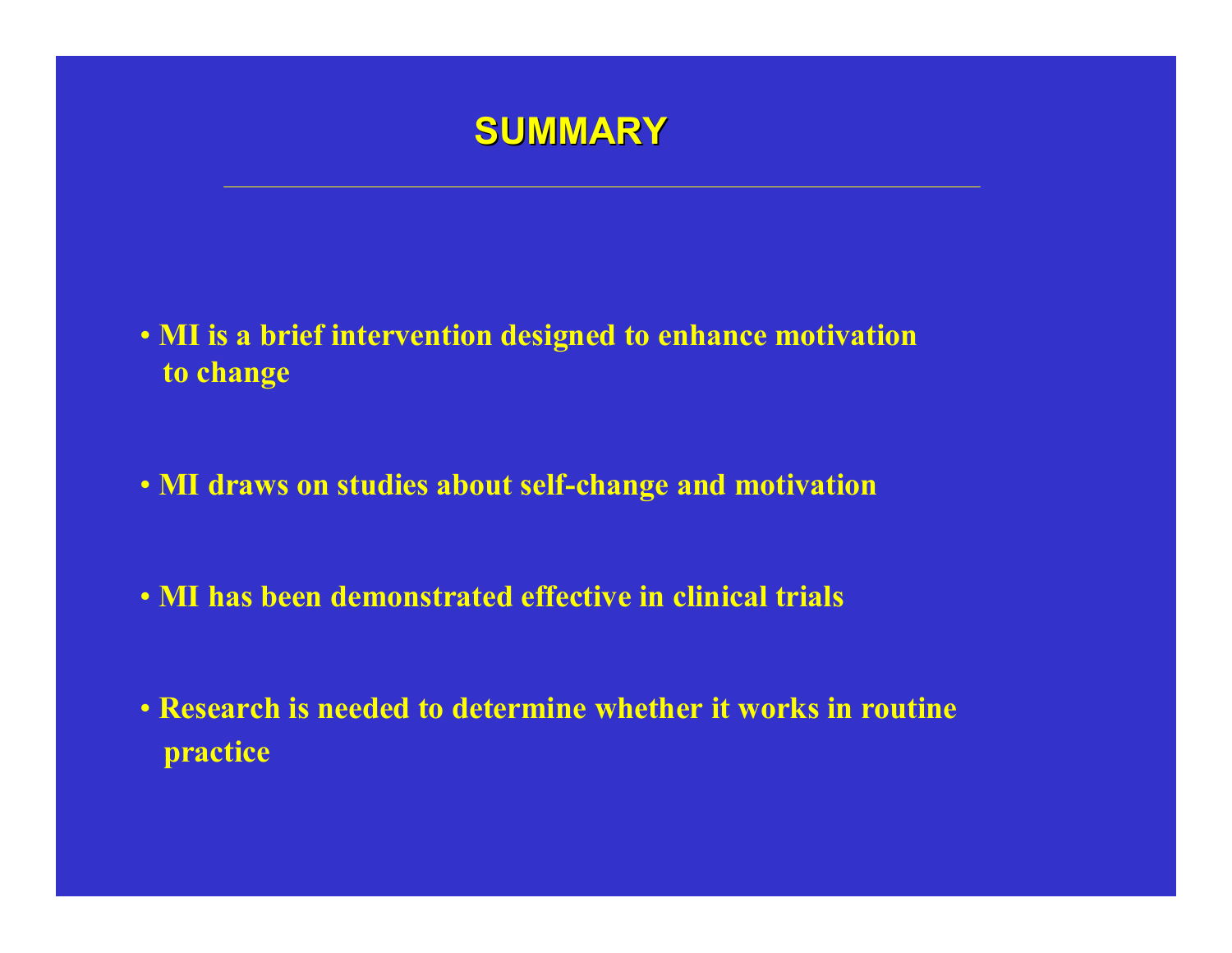# SUMMARY

- MI is a brief intervention designed to enhance motivation to change
- MI draws on studies about self-change and motivation
- MI has been demonstrated effective in clinical trials
- Research is needed to determine whether it works in routine practice